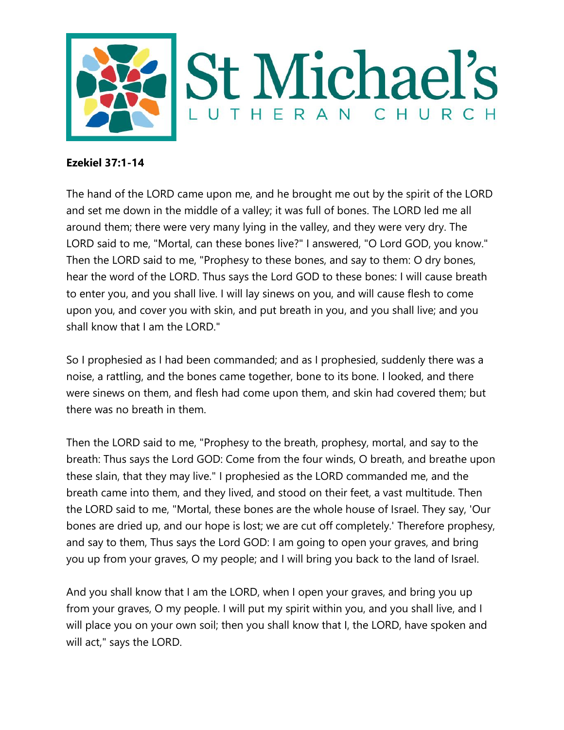# St Michael's

LUTHERAN CHURCH

**Ezekiel 37:1-14**

The hand of the LORD came upon me, and he brought me out by the spirit of the LORD and set me down in the middle of a valley; it was full of bones. The LORD led me all around them; there were very many lying in the valley, and they were very dry. The LORD said to me, "Mortal, can these bones live?" I answered, "O Lord GOD, you know." Then the LORD said to me, "Prophesy to these bones, and say to them: O dry bones, hear the word of the LORD. Thus says the Lord GOD to these bones: I will cause breath to enter you, and you shall live. I will lay sinews on you, and will cause flesh to come upon you, and cover you with skin, and put breath in you, and you shall live; and you shall know that I am the LORD."

So I prophesied as I had been commanded; and as I prophesied, suddenly there was a noise, a rattling, and the bones came together, bone to its bone. I looked, and there were sinews on them, and flesh had come upon them, and skin had covered them; but there was no breath in them.

Then the LORD said to me, "Prophesy to the breath, prophesy, mortal, and say to the breath: Thus says the Lord GOD: Come from the four winds, O breath, and breathe upon these slain, that they may live." I prophesied as the LORD commanded me, and the breath came into them, and they lived, and stood on their feet, a vast multitude. Then the LORD said to me, "Mortal, these bones are the whole house of Israel. They say, 'Our bones are dried up, and our hope is lost; we are cut off completely.' Therefore prophesy, and say to them, Thus says the Lord GOD: I am going to open your graves, and bring you up from your graves, O my people; and I will bring you back to the land of Israel.

And you shall know that I am the LORD, when I open your graves, and bring you up from your graves, O my people. I will put my spirit within you, and you shall live, and I will place you on your own soil; then you shall know that I, the LORD, have spoken and will act," says the LORD.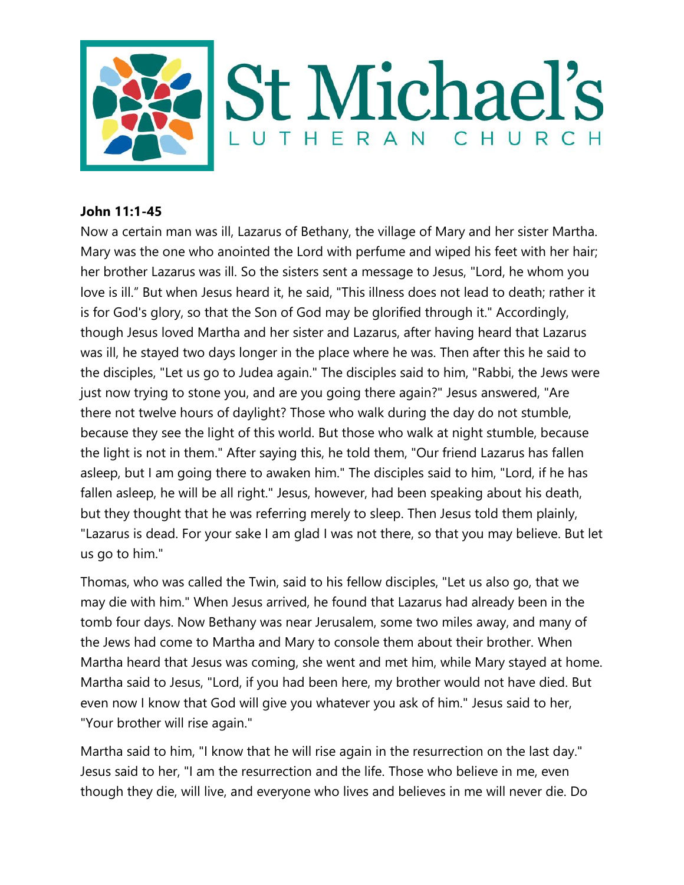**John 11:1-45**

Now a certain man was ill, Lazarus of Bethany, the village of Mary and her sister Martha. Mary was the one who anointed the Lord with perfume and wiped his feet with her hair; her brother Lazarus was ill. So the sisters sent a message to Jesus, "Lord, he whom you love is ill." But when Jesus heard it, he said, "This illness does not lead to death; rather it is for God's glory, so that the Son of God may be glorified through it." Accordingly, though Jesus loved Martha and her sister and Lazarus, after having heard that Lazarus was ill, he stayed two days longer in the place where he was. Then after this he said to the disciples, "Let us go to Judea again." The disciples said to him, "Rabbi, the Jews were just now trying to stone you, and are you going there again?" Jesus answered, "Are there not twelve hours of daylight? Those who walk during the day do not stumble, because they see the light of this world. But those who walk at night stumble, because the light is not in them." After saying this, he told them, "Our friend Lazarus has fallen asleep, but I am going there to awaken him." The disciples said to him, "Lord, if he has fallen asleep, he will be all right." Jesus, however, had been speaking about his death, but they thought that he was referring merely to sleep. Then Jesus told them plainly, "Lazarus is dead. For your sake I am glad I was not there, so that you may believe. But let us go to him."

Thomas, who was called the Twin, said to his fellow disciples, "Let us also go, that we may die with him." When Jesus arrived, he found that Lazarus had already been in the tomb four days. Now Bethany was near Jerusalem, some two miles away, and many of the Jews had come to Martha and Mary to console them about their brother. When Martha heard that Jesus was coming, she went and met him, while Mary stayed at home. Martha said to Jesus, "Lord, if you had been here, my brother would not have died. But even now I know that God will give you whatever you ask of him." Jesus said to her, "Your brother will rise again."

Martha said to him, "I know that he will rise again in the resurrection on the last day." Jesus said to her, "I am the resurrection and the life. Those who believe in me, even though they die, will live, and everyone who lives and believes in me will never die. Do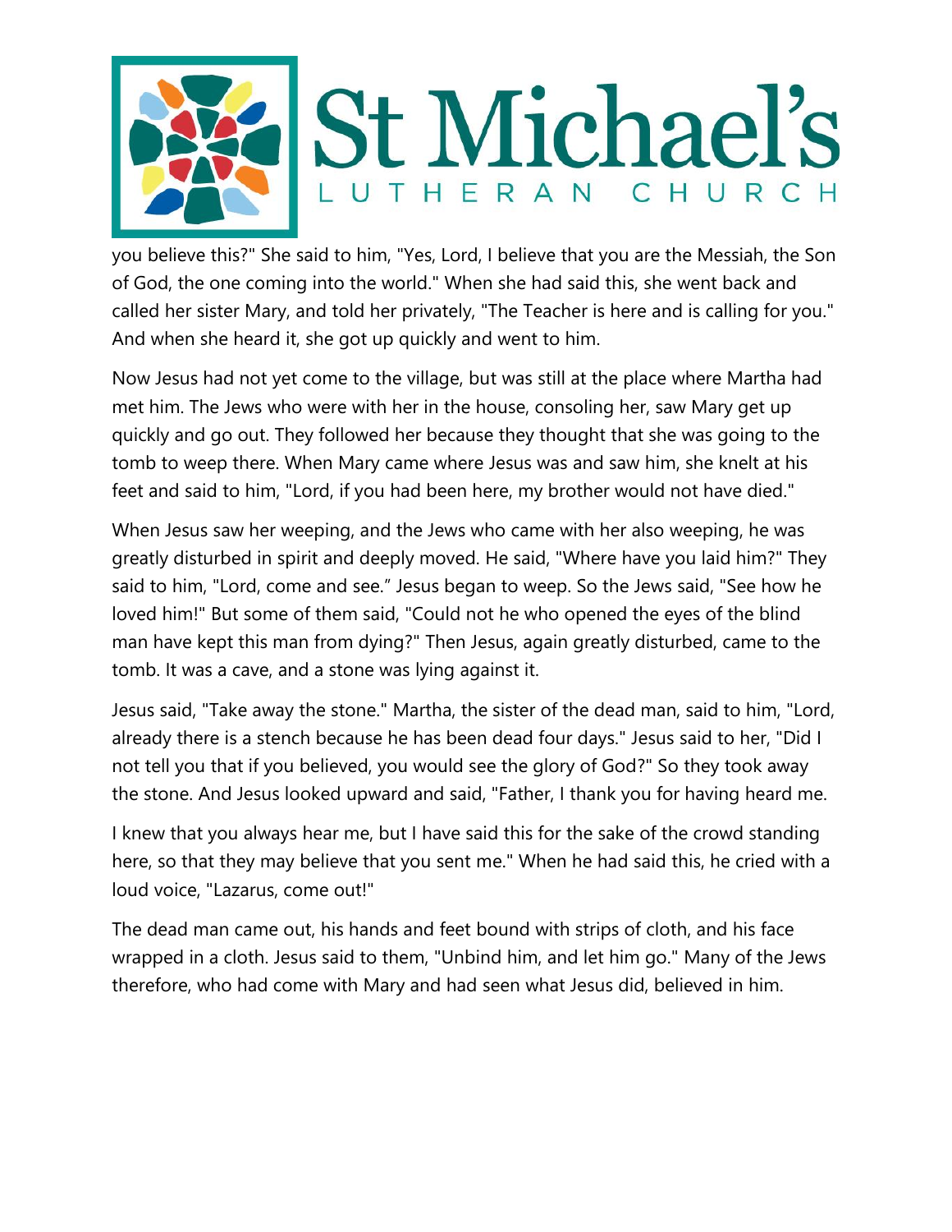you believe this?" She said to him, "Yes, Lord, I believe that you are the Messiah, the Son of God, the one coming into the world." When she had said this, she went back and called her sister Mary, and told her privately, "The Teacher is here and is calling for you." And when she heard it, she got up quickly and went to him.

Now Jesus had not yet come to the village, but was still at the place where Martha had met him. The Jews who were with her in the house, consoling her, saw Mary get up quickly and go out. They followed her because they thought that she was going to the tomb to weep there. When Mary came where Jesus was and saw him, she knelt at his feet and said to him, "Lord, if you had been here, my brother would not have died."

When Jesus saw her weeping, and the Jews who came with her also weeping, he was greatly disturbed in spirit and deeply moved. He said, "Where have you laid him?" They said to him, "Lord, come and see." Jesus began to weep. So the Jews said, "See how he loved him!" But some of them said, "Could not he who opened the eyes of the blind man have kept this man from dying?" Then Jesus, again greatly disturbed, came to the tomb. It was a cave, and a stone was lying against it.

Jesus said, "Take away the stone." Martha, the sister of the dead man, said to him, "Lord, already there is a stench because he has been dead four days." Jesus said to her, "Did I not tell you that if you believed, you would see the glory of God?" So they took away the stone. And Jesus looked upward and said, "Father, I thank you for having heard me.

I knew that you always hear me, but I have said this for the sake of the crowd standing here, so that they may believe that you sent me." When he had said this, he cried with a loud voice, "Lazarus, come out!"

The dead man came out, his hands and feet bound with strips of cloth, and his face wrapped in a cloth. Jesus said to them, "Unbind him, and let him go." Many of the Jews therefore, who had come with Mary and had seen what Jesus did, believed in him.